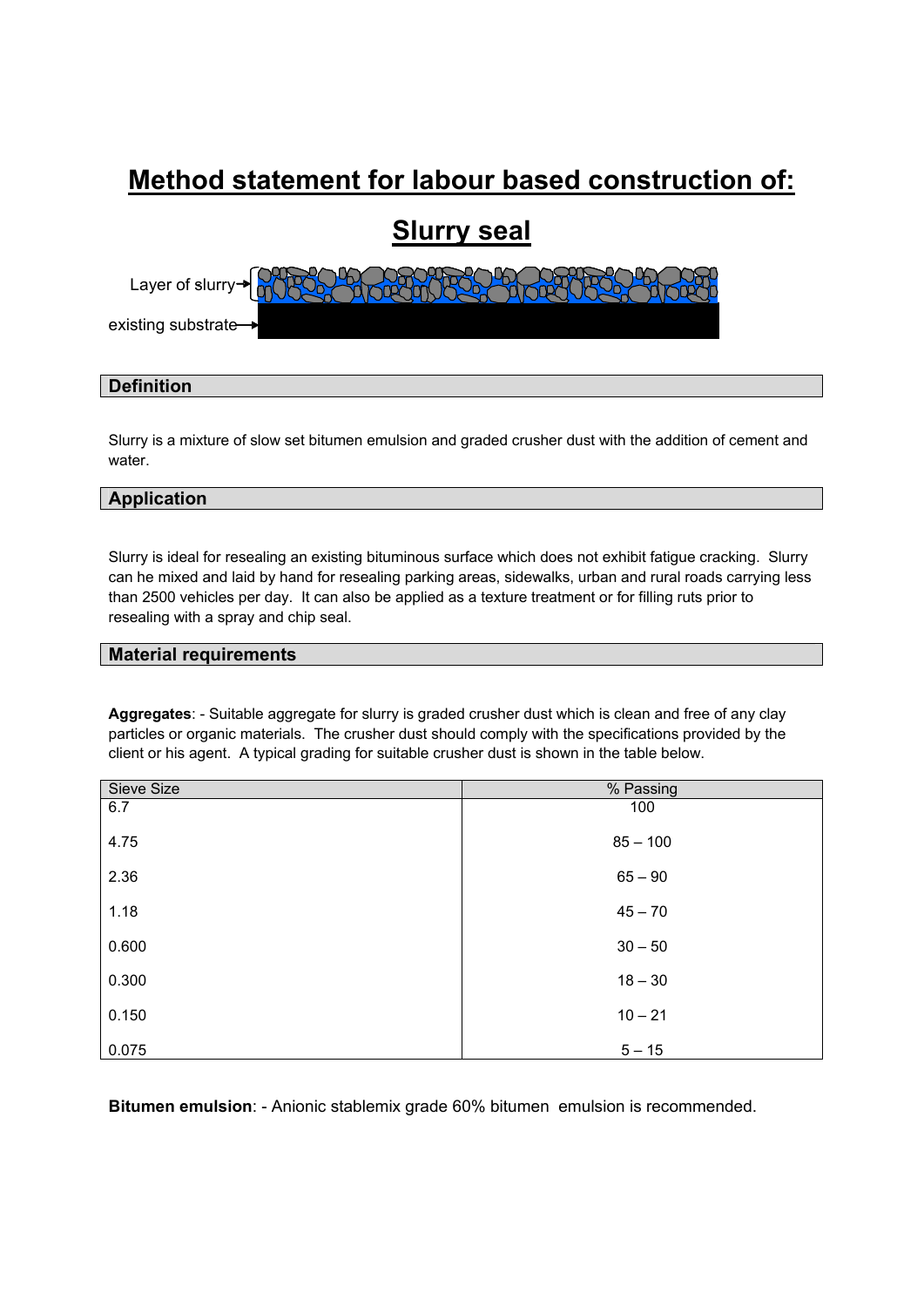// Method statement for labour based construction of:

# Method statement for labour based construction of:

# Slurry seal

Layer of slurry

existing substrate

## Definition

Slurry is a mixture of slow set bitumen emulsion and graded crusher dust with the addition of cement and water.

## Application

Slurry is ideal for resealing an existing bituminous surface which does not exhibit fatigue cracking. Slurry can he mixed and laid by hand for resealing parking areas, sidewalks, urban and rural roads carrying less than 2500 vehicles per day. It can also be applied as a texture treatment or for filling ruts prior to resealing with a spray and chip seal.

## Material requirements

**Aggregates**: - Suitable aggregate for slurry is graded crusher dust which is clean and free of any clay particles or organic materials. The crusher dust should comply with the specifications provided by the client or his agent. A typical grading for suitable crusher dust is shown in the table below.

| Sieve Size | % Passing |
|---|---|
| 6.7 | 100 |
| 4.75 | 85 – 100 |
| 2.36 | 65 – 90 |
| 1.18 | 45 – 70 |
| 0.600 | 30 – 50 |
| 0.300 | 18 – 30 |
| 0.150 | 10 – 21 |
| 0.075 | 5 – 15 |

**Bitumen emulsion**: - Anionic stablemix grade 60% bitumen emulsion is recommended.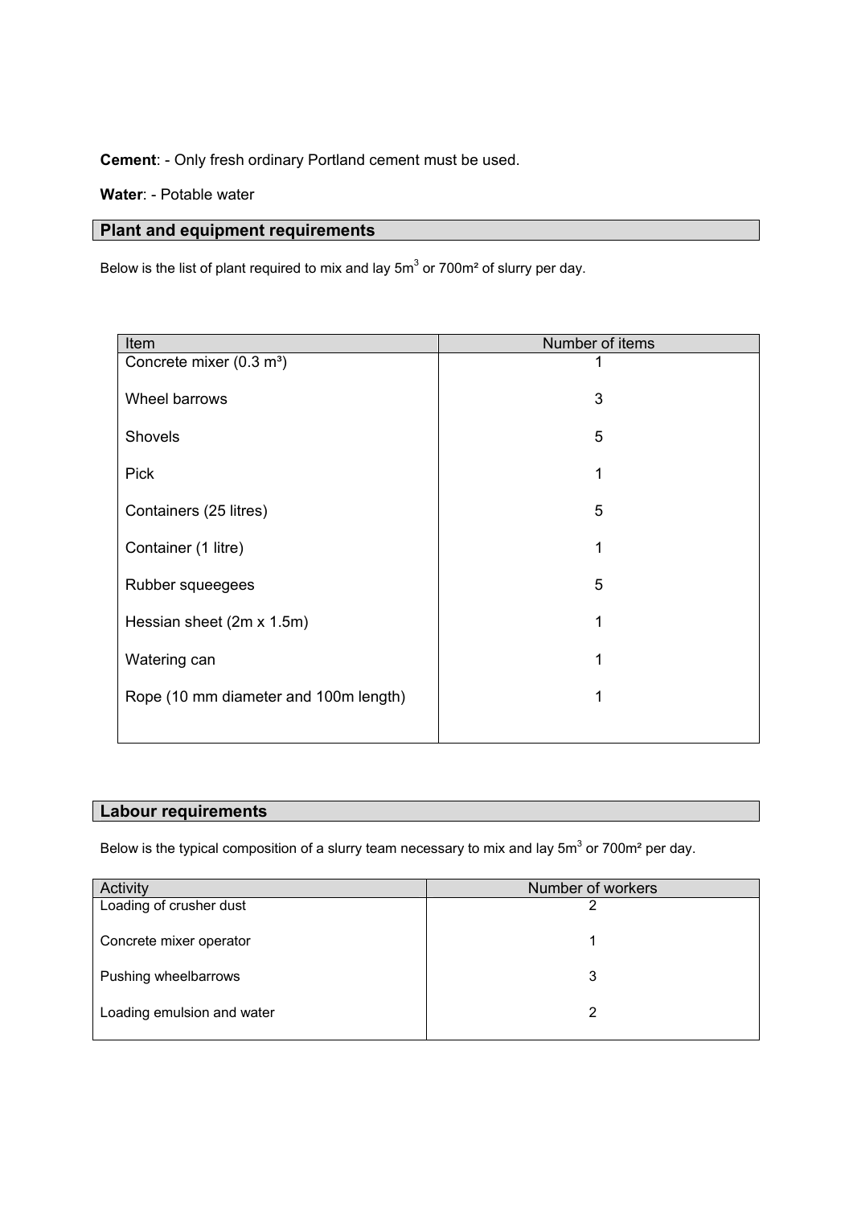**Cement**: - Only fresh ordinary Portland cement must be used.

**Water**: - Potable water

## Plant and equipment requirements

Below is the list of plant required to mix and lay 5m$^3$ or 700m$^2$ of slurry per day.

| Item | Number of items |
|---|---|
| Concrete mixer (0.3 m$^3$) | 1 |
| Wheel barrows | 3 |
| Shovels | 5 |
| Pick | 1 |
| Containers (25 litres) | 5 |
| Container (1 litre) | 1 |
| Rubber squeegees | 5 |
| Hessian sheet (2m x 1.5m) | 1 |
| Watering can | 1 |
| Rope (10 mm diameter and 100m length) | 1 |

## Labour requirements

Below is the typical composition of a slurry team necessary to mix and lay 5m$^3$ or 700m$^2$ per day.

| Activity | Number of workers |
|---|---|
| Loading of crusher dust | 2 |
| Concrete mixer operator | 1 |
| Pushing wheelbarrows | 3 |
| Loading emulsion and water | 2 |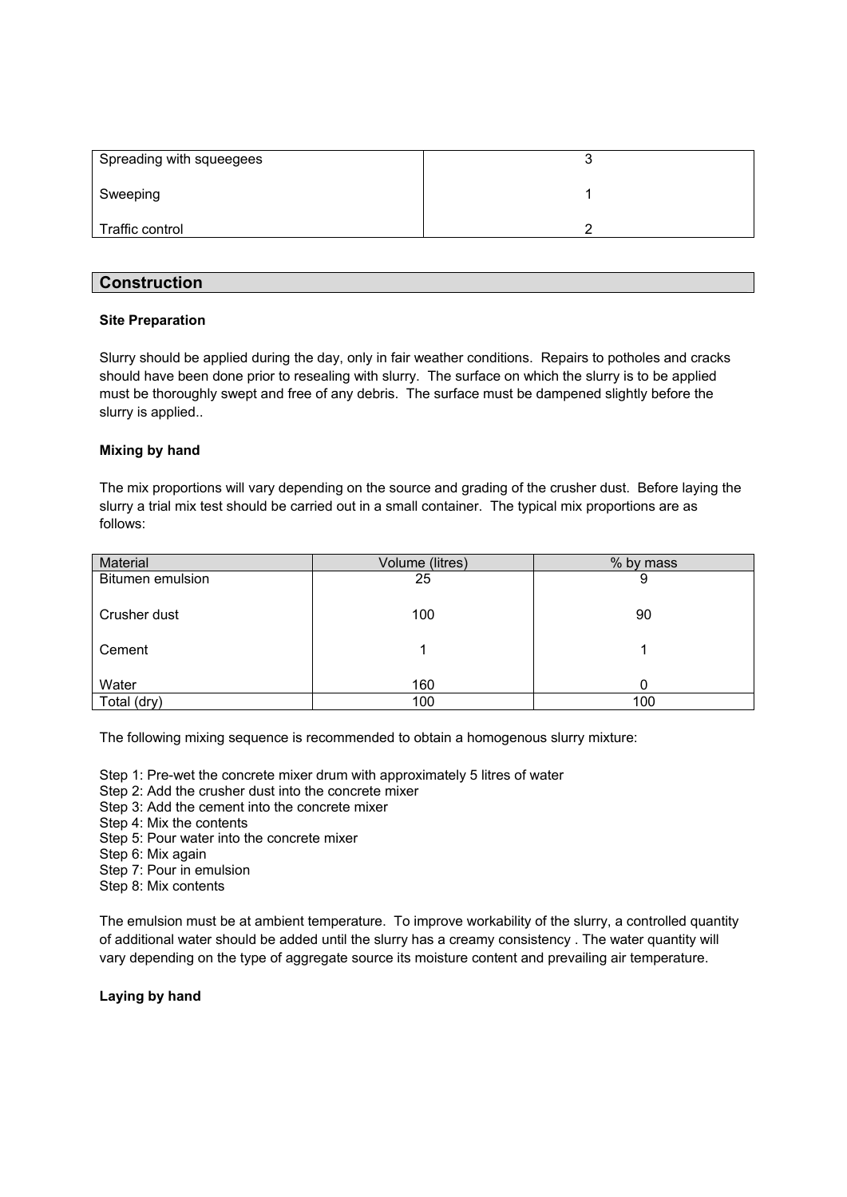| | |
|---|---|
| Spreading with squeegees | 3 |
| Sweeping | 1 |
| Traffic control | 2 |

## Construction

### Site Preparation

Slurry should be applied during the day, only in fair weather conditions. Repairs to potholes and cracks should have been done prior to resealing with slurry. The surface on which the slurry is to be applied must be thoroughly swept and free of any debris. The surface must be dampened slightly before the slurry is applied..

### Mixing by hand

The mix proportions will vary depending on the source and grading of the crusher dust. Before laying the slurry a trial mix test should be carried out in a small container. The typical mix proportions are as follows:

| Material | Volume (litres) | % by mass |
|---|---|---|
| Bitumen emulsion | 25 | 9 |
| Crusher dust | 100 | 90 |
| Cement | 1 | 1 |
| Water | 160 | 0 |
| Total (dry) | 100 | 100 |

The following mixing sequence is recommended to obtain a homogenous slurry mixture:

Step 1: Pre-wet the concrete mixer drum with approximately 5 litres of water
Step 2: Add the crusher dust into the concrete mixer
Step 3: Add the cement into the concrete mixer
Step 4: Mix the contents
Step 5: Pour water into the concrete mixer
Step 6: Mix again
Step 7: Pour in emulsion
Step 8: Mix contents

The emulsion must be at ambient temperature. To improve workability of the slurry, a controlled quantity of additional water should be added until the slurry has a creamy consistency . The water quantity will vary depending on the type of aggregate source its moisture content and prevailing air temperature.

### Laying by hand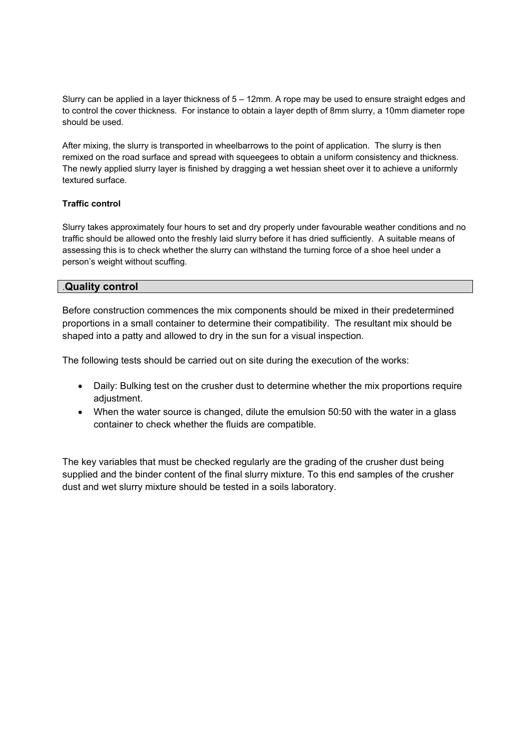Slurry can be applied in a layer thickness of 5 – 12mm. A rope may be used to ensure straight edges and to control the cover thickness. For instance to obtain a layer depth of 8mm slurry, a 10mm diameter rope should be used.

After mixing, the slurry is transported in wheelbarrows to the point of application. The slurry is then remixed on the road surface and spread with squeegees to obtain a uniform consistency and thickness. The newly applied slurry layer is finished by dragging a wet hessian sheet over it to achieve a uniformly textured surface.

**Traffic control**

Slurry takes approximately four hours to set and dry properly under favourable weather conditions and no traffic should be allowed onto the freshly laid slurry before it has dried sufficiently. A suitable means of assessing this is to check whether the slurry can withstand the turning force of a shoe heel under a person's weight without scuffing.

## .Quality control

Before construction commences the mix components should be mixed in their predetermined proportions in a small container to determine their compatibility. The resultant mix should be shaped into a patty and allowed to dry in the sun for a visual inspection.

The following tests should be carried out on site during the execution of the works:

- Daily: Bulking test on the crusher dust to determine whether the mix proportions require adjustment.
- When the water source is changed, dilute the emulsion 50:50 with the water in a glass container to check whether the fluids are compatible.

The key variables that must be checked regularly are the grading of the crusher dust being supplied and the binder content of the final slurry mixture. To this end samples of the crusher dust and wet slurry mixture should be tested in a soils laboratory.